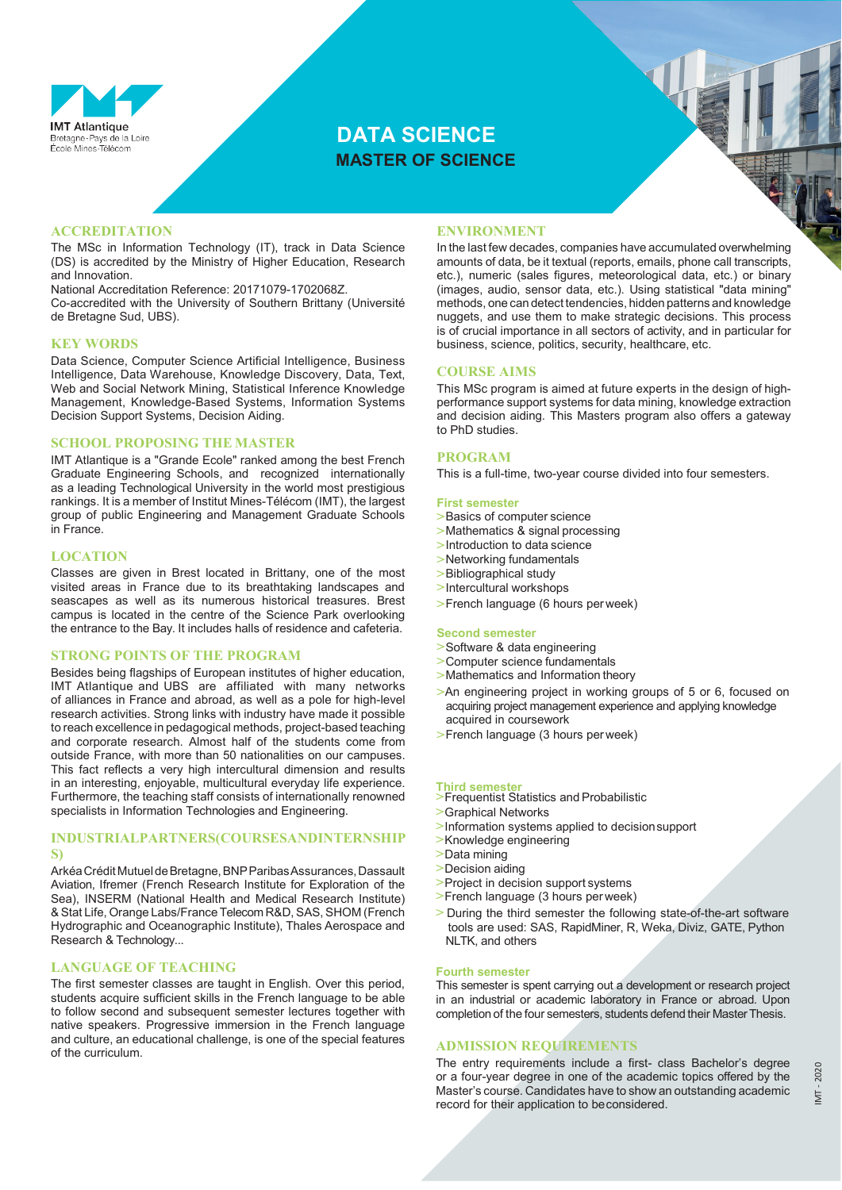IMT Atlantique
Bretagne-Pays de la Loire
École Mines-Télécom

# DATA SCIENCE
## MASTER OF SCIENCE

### ACCREDITATION

The MSc in Information Technology (IT), track in Data Science (DS) is accredited by the Ministry of Higher Education, Research and Innovation.
National Accreditation Reference: 20171079-1702068Z.
Co-accredited with the University of Southern Brittany (Université de Bretagne Sud, UBS).

### KEY WORDS

Data Science, Computer Science Artificial Intelligence, Business Intelligence, Data Warehouse, Knowledge Discovery, Data, Text, Web and Social Network Mining, Statistical Inference Knowledge Management, Knowledge-Based Systems, Information Systems Decision Support Systems, Decision Aiding.

### SCHOOL PROPOSING THE MASTER

IMT Atlantique is a "Grande Ecole" ranked among the best French Graduate Engineering Schools, and recognized internationally as a leading Technological University in the world most prestigious rankings. It is a member of Institut Mines-Télécom (IMT), the largest group of public Engineering and Management Graduate Schools in France.

### LOCATION

Classes are given in Brest located in Brittany, one of the most visited areas in France due to its breathtaking landscapes and seascapes as well as its numerous historical treasures. Brest campus is located in the centre of the Science Park overlooking the entrance to the Bay. It includes halls of residence and cafeteria.

### STRONG POINTS OF THE PROGRAM

Besides being flagships of European institutes of higher education, IMT Atlantique and UBS are affiliated with many networks of alliances in France and abroad, as well as a pole for high-level research activities. Strong links with industry have made it possible to reach excellence in pedagogical methods, project-based teaching and corporate research. Almost half of the students come from outside France, with more than 50 nationalities on our campuses. This fact reflects a very high intercultural dimension and results in an interesting, enjoyable, multicultural everyday life experience. Furthermore, the teaching staff consists of internationally renowned specialists in Information Technologies and Engineering.

### INDUSTRIALPARTNERS(COURSESANDINTERNSHIPS)

Arkéa Crédit Mutuel de Bretagne, BNP Paribas Assurances, Dassault Aviation, Ifremer (French Research Institute for Exploration of the Sea), INSERM (National Health and Medical Research Institute) & Stat Life, Orange Labs/France Telecom R&D, SAS, SHOM (French Hydrographic and Oceanographic Institute), Thales Aerospace and Research & Technology...

### LANGUAGE OF TEACHING

The first semester classes are taught in English. Over this period, students acquire sufficient skills in the French language to be able to follow second and subsequent semester lectures together with native speakers. Progressive immersion in the French language and culture, an educational challenge, is one of the special features of the curriculum.

### ENVIRONMENT

In the last few decades, companies have accumulated overwhelming amounts of data, be it textual (reports, emails, phone call transcripts, etc.), numeric (sales figures, meteorological data, etc.) or binary (images, audio, sensor data, etc.). Using statistical "data mining" methods, one can detect tendencies, hidden patterns and knowledge nuggets, and use them to make strategic decisions. This process is of crucial importance in all sectors of activity, and in particular for business, science, politics, security, healthcare, etc.

### COURSE AIMS

This MSc program is aimed at future experts in the design of high-performance support systems for data mining, knowledge extraction and decision aiding. This Masters program also offers a gateway to PhD studies.

### PROGRAM

This is a full-time, two-year course divided into four semesters.

#### First semester

- Basics of computer science
- Mathematics & signal processing
- Introduction to data science
- Networking fundamentals
- Bibliographical study
- Intercultural workshops
- French language (6 hours per week)

#### Second semester

- Software & data engineering
- Computer science fundamentals
- Mathematics and Information theory
- An engineering project in working groups of 5 or 6, focused on acquiring project management experience and applying knowledge acquired in coursework
- French language (3 hours per week)

#### Third semester

- Frequentist Statistics and Probabilistic
- Graphical Networks
- Information systems applied to decision support
- Knowledge engineering
- Data mining
- Decision aiding
- Project in decision support systems
- French language (3 hours per week)
- During the third semester the following state-of-the-art software tools are used: SAS, RapidMiner, R, Weka, Diviz, GATE, Python NLTK, and others

#### Fourth semester

This semester is spent carrying out a development or research project in an industrial or academic laboratory in France or abroad. Upon completion of the four semesters, students defend their Master Thesis.

### ADMISSION REQUIREMENTS

The entry requirements include a first- class Bachelor's degree or a four-year degree in one of the academic topics offered by the Master's course. Candidates have to show an outstanding academic record for their application to be considered.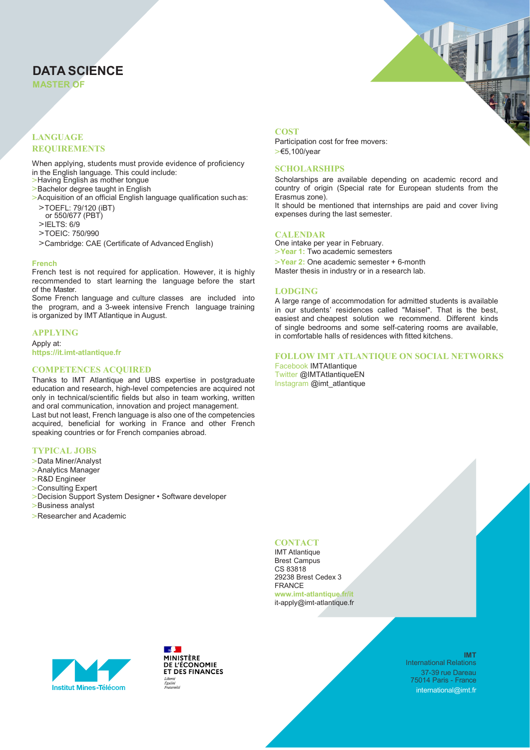# DATA SCIENCE

## MASTER OF

## LANGUAGE REQUIREMENTS

When applying, students must provide evidence of proficiency in the English language. This could include:

- >Having English as mother tongue
- >Bachelor degree taught in English
- >Acquisition of an official English language qualification such as:
  - >TOEFL: 79/120 (iBT) or 550/677 (PBT)
  - >IELTS: 6/9
  - >TOEIC: 750/990
  - >Cambridge: CAE (Certificate of Advanced English)

### French

French test is not required for application. However, it is highly recommended to start learning the language before the start of the Master.

Some French language and culture classes are included into the program, and a 3-week intensive French language training is organized by IMT Atlantique in August.

## APPLYING

Apply at:
**https://it.imt-atlantique.fr**

## COMPETENCES ACQUIRED

Thanks to IMT Atlantique and UBS expertise in postgraduate education and research, high-level competencies are acquired not only in technical/scientific fields but also in team working, written and oral communication, innovation and project management.

Last but not least, French language is also one of the competencies acquired, beneficial for working in France and other French speaking countries or for French companies abroad.

## TYPICAL JOBS

- >Data Miner/Analyst
- >Analytics Manager
- >R&D Engineer
- >Consulting Expert
- >Decision Support System Designer • Software developer
- >Business analyst
- >Researcher and Academic

## COST

Participation cost for free movers:
>€5,100/year

## SCHOLARSHIPS

Scholarships are available depending on academic record and country of origin (Special rate for European students from the Erasmus zone).

It should be mentioned that internships are paid and cover living expenses during the last semester.

## CALENDAR

One intake per year in February.

- >**Year 1:** Two academic semesters
- >**Year 2:** One academic semester + 6-month Master thesis in industry or in a research lab.

## LODGING

A large range of accommodation for admitted students is available in our students' residences called "Maisel". That is the best, easiest and cheapest solution we recommend. Different kinds of single bedrooms and some self-catering rooms are available, in comfortable halls of residences with fitted kitchens.

## FOLLOW IMT ATLANTIQUE ON SOCIAL NETWORKS

Facebook IMTAtlantique
Twitter @IMTAtlantiqueEN
Instagram @imt_atlantique

## CONTACT

IMT Atlantique
Brest Campus
CS 83818
29238 Brest Cedex 3
FRANCE
**www.imt-atlantique.fr/it**
it-apply@imt-atlantique.fr

Institut Mines-Télécom

MINISTÈRE DE L'ÉCONOMIE ET DES FINANCES
Liberté
Égalité
Fraternité

**IMT**
International Relations
37-39 rue Dareau
75014 Paris - France
international@imt.fr